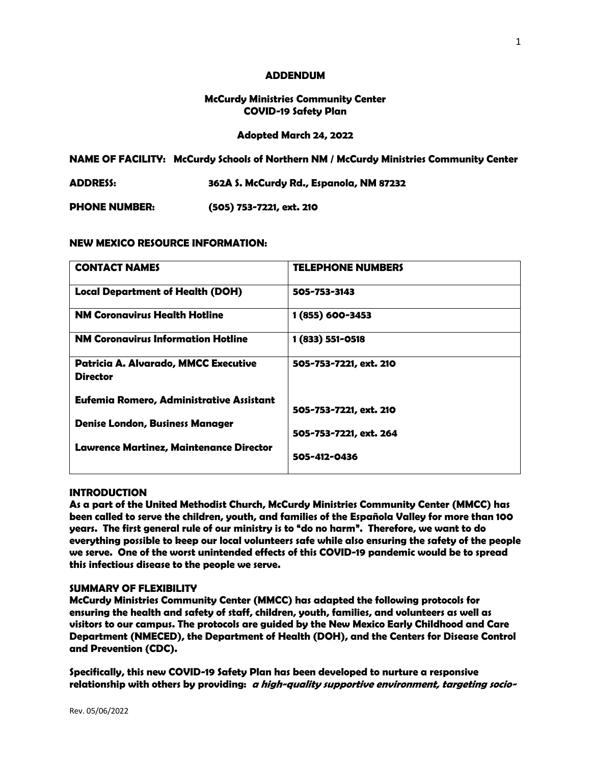**ADDENDUM**

**McCurdy Ministries Community Center**
**COVID-19 Safety Plan**

**Adopted March 24, 2022**

**NAME OF FACILITY:** **McCurdy Schools of Northern NM / McCurdy Ministries Community Center**

**ADDRESS:** **362A S. McCurdy Rd., Espanola, NM 87232**

**PHONE NUMBER:** **(505) 753-7221, ext. 210**

**NEW MEXICO RESOURCE INFORMATION:**

| CONTACT NAMES | TELEPHONE NUMBERS |
| --- | --- |
| Local Department of Health (DOH) | 505-753-3143 |
| NM Coronavirus Health Hotline | 1 (855) 600-3453 |
| NM Coronavirus Information Hotline | 1 (833) 551-0518 |
| Patricia A. Alvarado, MMCC Executive Director<br><br>Eufemia Romero, Administrative Assistant<br><br>Denise London, Business Manager<br><br>Lawrence Martinez, Maintenance Director | 505-753-7221, ext. 210<br><br>505-753-7221, ext. 210<br><br>505-753-7221, ext. 264<br><br>505-412-0436 |

## INTRODUCTION

**As a part of the United Methodist Church, McCurdy Ministries Community Center (MMCC) has been called to serve the children, youth, and families of the Española Valley for more than 100 years. The first general rule of our ministry is to "do no harm". Therefore, we want to do everything possible to keep our local volunteers safe while also ensuring the safety of the people we serve. One of the worst unintended effects of this COVID-19 pandemic would be to spread this infectious disease to the people we serve.**

## SUMMARY OF FLEXIBILITY

**McCurdy Ministries Community Center (MMCC) has adapted the following protocols for ensuring the health and safety of staff, children, youth, families, and volunteers as well as visitors to our campus. The protocols are guided by the New Mexico Early Childhood and Care Department (NMECED), the Department of Health (DOH), and the Centers for Disease Control and Prevention (CDC).**

**Specifically, this new COVID-19 Safety Plan has been developed to nurture a responsive relationship with others by providing:** ***a high-quality supportive environment, targeting socio-***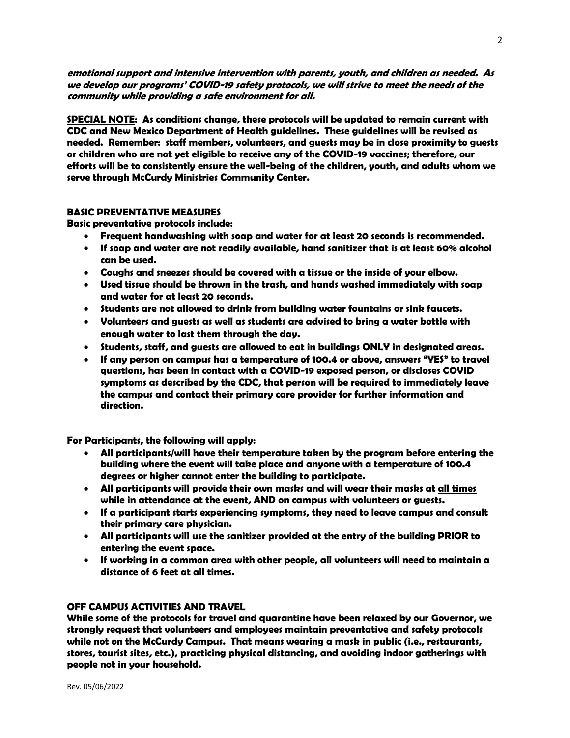***emotional support and intensive intervention with parents, youth, and children as needed. As we develop our programs' COVID-19 safety protocols, we will strive to meet the needs of the community while providing a safe environment for all.***

**SPECIAL NOTE: As conditions change, these protocols will be updated to remain current with CDC and New Mexico Department of Health guidelines. These guidelines will be revised as needed. Remember: staff members, volunteers, and guests may be in close proximity to guests or children who are not yet eligible to receive any of the COVID-19 vaccines; therefore, our efforts will be to consistently ensure the well-being of the children, youth, and adults whom we serve through McCurdy Ministries Community Center.**

## BASIC PREVENTATIVE MEASURES

**Basic preventative protocols include:**

- **Frequent handwashing with soap and water for at least 20 seconds is recommended.**
- **If soap and water are not readily available, hand sanitizer that is at least 60% alcohol can be used.**
- **Coughs and sneezes should be covered with a tissue or the inside of your elbow.**
- **Used tissue should be thrown in the trash, and hands washed immediately with soap and water for at least 20 seconds.**
- **Students are not allowed to drink from building water fountains or sink faucets.**
- **Volunteers and guests as well as students are advised to bring a water bottle with enough water to last them through the day.**
- **Students, staff, and guests are allowed to eat in buildings ONLY in designated areas.**
- **If any person on campus has a temperature of 100.4 or above, answers "YES" to travel questions, has been in contact with a COVID-19 exposed person, or discloses COVID symptoms as described by the CDC, that person will be required to immediately leave the campus and contact their primary care provider for further information and direction.**

**For Participants, the following will apply:**

- **All participants/will have their temperature taken by the program before entering the building where the event will take place and anyone with a temperature of 100.4 degrees or higher cannot enter the building to participate.**
- **All participants will provide their own masks and will wear their masks at <u>all times</u> while in attendance at the event, AND on campus with volunteers or guests.**
- **If a participant starts experiencing symptoms, they need to leave campus and consult their primary care physician.**
- **All participants will use the sanitizer provided at the entry of the building PRIOR to entering the event space.**
- **If working in a common area with other people, all volunteers will need to maintain a distance of 6 feet at all times.**

## OFF CAMPUS ACTIVITIES AND TRAVEL

**While some of the protocols for travel and quarantine have been relaxed by our Governor, we strongly request that volunteers and employees maintain preventative and safety protocols while not on the McCurdy Campus. That means wearing a mask in public (i.e., restaurants, stores, tourist sites, etc.), practicing physical distancing, and avoiding indoor gatherings with people not in your household.**